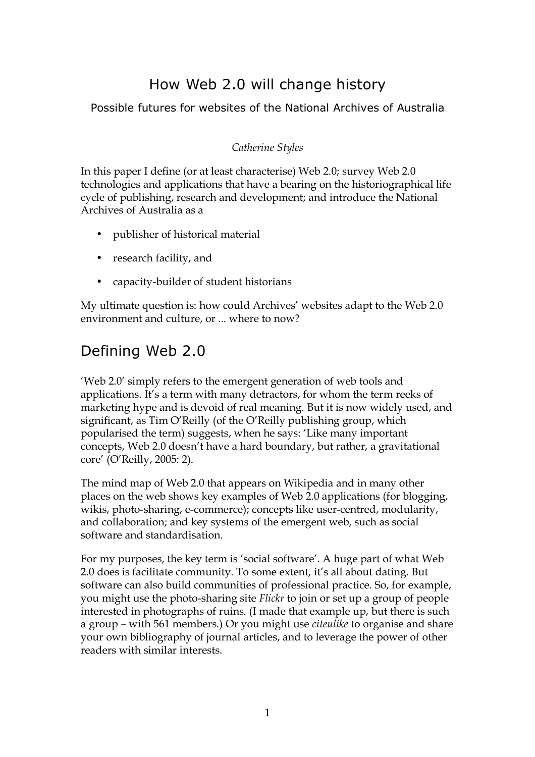# How Web 2.0 will change history

Possible futures for websites of the National Archives of Australia

*Catherine Styles*

In this paper I define (or at least characterise) Web 2.0; survey Web 2.0 technologies and applications that have a bearing on the historiographical life cycle of publishing, research and development; and introduce the National Archives of Australia as a

- publisher of historical material
- research facility, and
- capacity-builder of student historians

My ultimate question is: how could Archives' websites adapt to the Web 2.0 environment and culture, or ... where to now?

## Defining Web 2.0

'Web 2.0' simply refers to the emergent generation of web tools and applications. It's a term with many detractors, for whom the term reeks of marketing hype and is devoid of real meaning. But it is now widely used, and significant, as Tim O'Reilly (of the O'Reilly publishing group, which popularised the term) suggests, when he says: 'Like many important concepts, Web 2.0 doesn't have a hard boundary, but rather, a gravitational core' (O'Reilly, 2005: 2).

The mind map of Web 2.0 that appears on Wikipedia and in many other places on the web shows key examples of Web 2.0 applications (for blogging, wikis, photo-sharing, e-commerce); concepts like user-centred, modularity, and collaboration; and key systems of the emergent web, such as social software and standardisation.

For my purposes, the key term is 'social software'. A huge part of what Web 2.0 does is facilitate community. To some extent, it's all about dating. But software can also build communities of professional practice. So, for example, you might use the photo-sharing site *Flickr* to join or set up a group of people interested in photographs of ruins. (I made that example up, but there is such a group – with 561 members.) Or you might use *citeulike* to organise and share your own bibliography of journal articles, and to leverage the power of other readers with similar interests.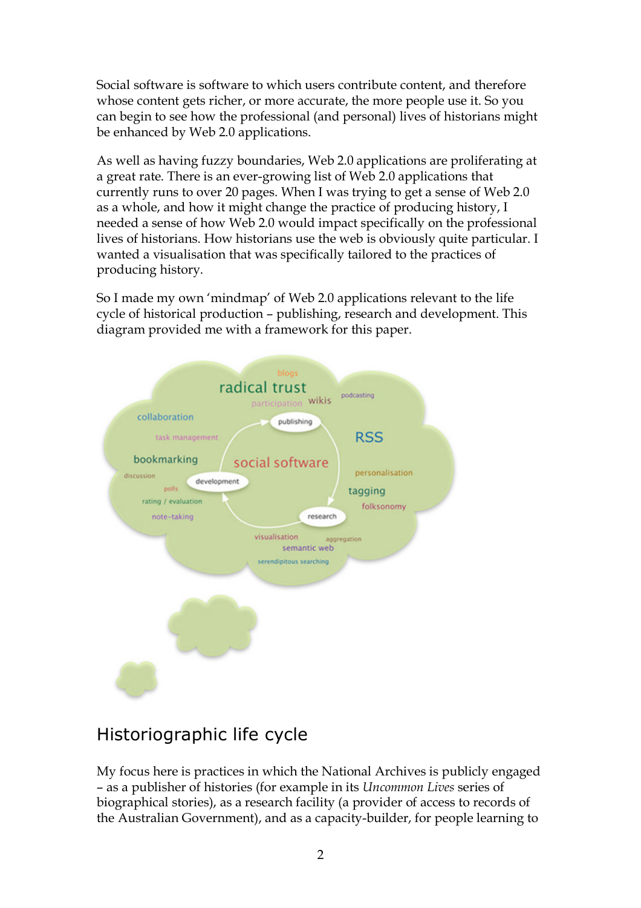Social software is software to which users contribute content, and therefore whose content gets richer, or more accurate, the more people use it. So you can begin to see how the professional (and personal) lives of historians might be enhanced by Web 2.0 applications.

As well as having fuzzy boundaries, Web 2.0 applications are proliferating at a great rate. There is an ever-growing list of Web 2.0 applications that currently runs to over 20 pages. When I was trying to get a sense of Web 2.0 as a whole, and how it might change the practice of producing history, I needed a sense of how Web 2.0 would impact specifically on the professional lives of historians. How historians use the web is obviously quite particular. I wanted a visualisation that was specifically tailored to the practices of producing history.

So I made my own 'mindmap' of Web 2.0 applications relevant to the life cycle of historical production – publishing, research and development. This diagram provided me with a framework for this paper.

## Historiographic life cycle

My focus here is practices in which the National Archives is publicly engaged – as a publisher of histories (for example in its *Uncommon Lives* series of biographical stories), as a research facility (a provider of access to records of the Australian Government), and as a capacity-builder, for people learning to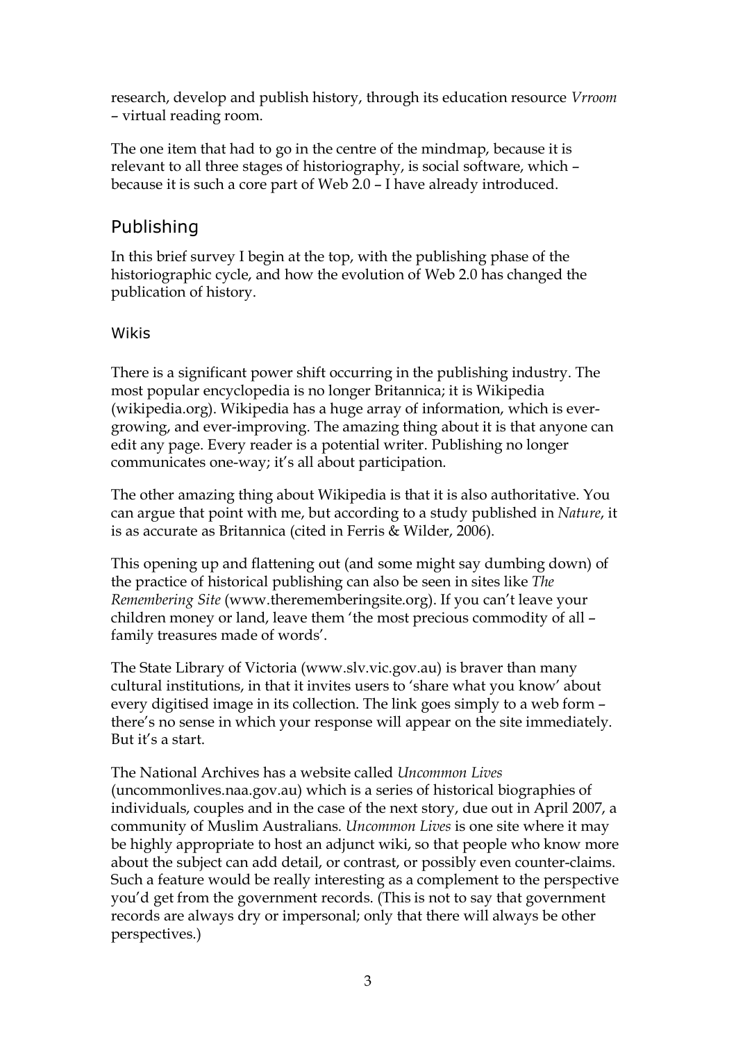research, develop and publish history, through its education resource *Vrroom* – virtual reading room.

The one item that had to go in the centre of the mindmap, because it is relevant to all three stages of historiography, is social software, which – because it is such a core part of Web 2.0 – I have already introduced.

## Publishing

In this brief survey I begin at the top, with the publishing phase of the historiographic cycle, and how the evolution of Web 2.0 has changed the publication of history.

### Wikis

There is a significant power shift occurring in the publishing industry. The most popular encyclopedia is no longer Britannica; it is Wikipedia (wikipedia.org). Wikipedia has a huge array of information, which is ever-growing, and ever-improving. The amazing thing about it is that anyone can edit any page. Every reader is a potential writer. Publishing no longer communicates one-way; it's all about participation.

The other amazing thing about Wikipedia is that it is also authoritative. You can argue that point with me, but according to a study published in *Nature*, it is as accurate as Britannica (cited in Ferris & Wilder, 2006).

This opening up and flattening out (and some might say dumbing down) of the practice of historical publishing can also be seen in sites like *The Remembering Site* (www.therememberingsite.org). If you can't leave your children money or land, leave them 'the most precious commodity of all – family treasures made of words'.

The State Library of Victoria (www.slv.vic.gov.au) is braver than many cultural institutions, in that it invites users to 'share what you know' about every digitised image in its collection. The link goes simply to a web form – there's no sense in which your response will appear on the site immediately. But it's a start.

The National Archives has a website called *Uncommon Lives* (uncommonlives.naa.gov.au) which is a series of historical biographies of individuals, couples and in the case of the next story, due out in April 2007, a community of Muslim Australians. *Uncommon Lives* is one site where it may be highly appropriate to host an adjunct wiki, so that people who know more about the subject can add detail, or contrast, or possibly even counter-claims. Such a feature would be really interesting as a complement to the perspective you'd get from the government records. (This is not to say that government records are always dry or impersonal; only that there will always be other perspectives.)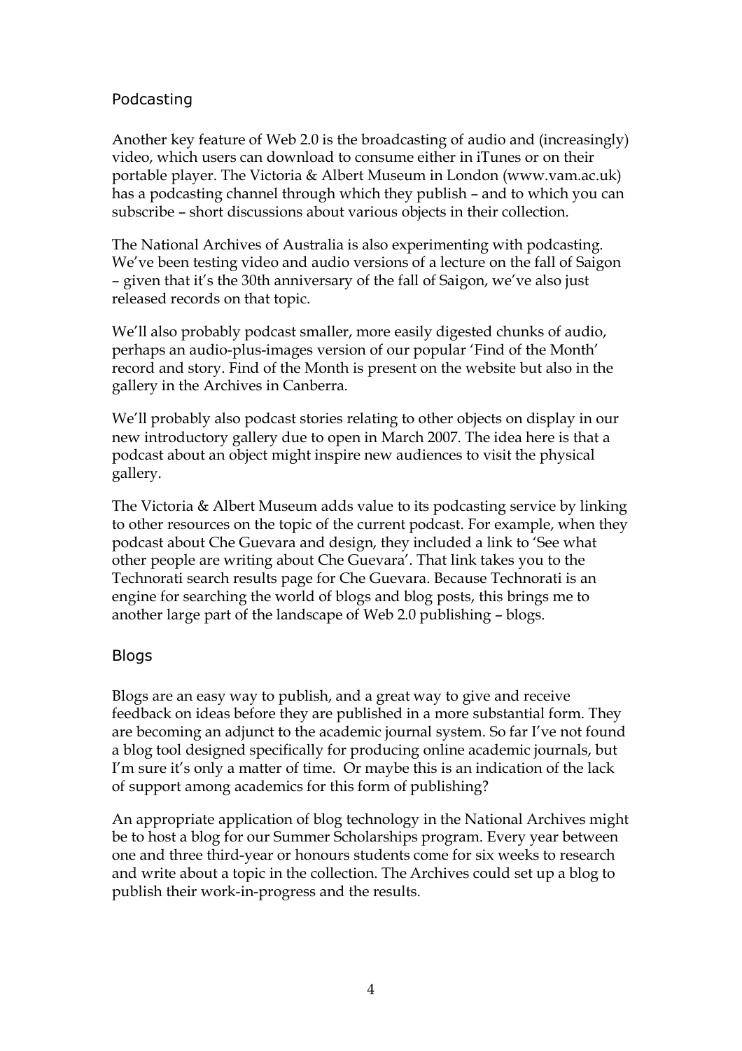## Podcasting

Another key feature of Web 2.0 is the broadcasting of audio and (increasingly) video, which users can download to consume either in iTunes or on their portable player. The Victoria & Albert Museum in London (www.vam.ac.uk) has a podcasting channel through which they publish – and to which you can subscribe – short discussions about various objects in their collection.

The National Archives of Australia is also experimenting with podcasting. We've been testing video and audio versions of a lecture on the fall of Saigon – given that it's the 30th anniversary of the fall of Saigon, we've also just released records on that topic.

We'll also probably podcast smaller, more easily digested chunks of audio, perhaps an audio-plus-images version of our popular 'Find of the Month' record and story. Find of the Month is present on the website but also in the gallery in the Archives in Canberra.

We'll probably also podcast stories relating to other objects on display in our new introductory gallery due to open in March 2007. The idea here is that a podcast about an object might inspire new audiences to visit the physical gallery.

The Victoria & Albert Museum adds value to its podcasting service by linking to other resources on the topic of the current podcast. For example, when they podcast about Che Guevara and design, they included a link to 'See what other people are writing about Che Guevara'. That link takes you to the Technorati search results page for Che Guevara. Because Technorati is an engine for searching the world of blogs and blog posts, this brings me to another large part of the landscape of Web 2.0 publishing – blogs.

## Blogs

Blogs are an easy way to publish, and a great way to give and receive feedback on ideas before they are published in a more substantial form. They are becoming an adjunct to the academic journal system. So far I've not found a blog tool designed specifically for producing online academic journals, but I'm sure it's only a matter of time. Or maybe this is an indication of the lack of support among academics for this form of publishing?

An appropriate application of blog technology in the National Archives might be to host a blog for our Summer Scholarships program. Every year between one and three third-year or honours students come for six weeks to research and write about a topic in the collection. The Archives could set up a blog to publish their work-in-progress and the results.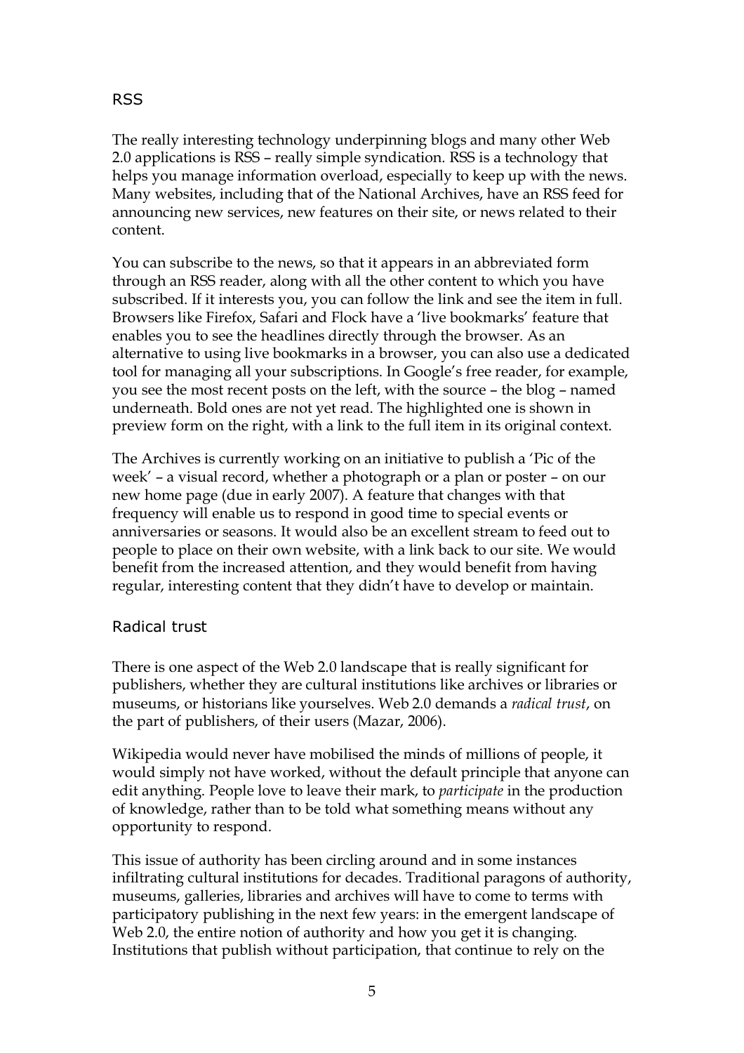## RSS

The really interesting technology underpinning blogs and many other Web 2.0 applications is RSS – really simple syndication. RSS is a technology that helps you manage information overload, especially to keep up with the news. Many websites, including that of the National Archives, have an RSS feed for announcing new services, new features on their site, or news related to their content.

You can subscribe to the news, so that it appears in an abbreviated form through an RSS reader, along with all the other content to which you have subscribed. If it interests you, you can follow the link and see the item in full. Browsers like Firefox, Safari and Flock have a 'live bookmarks' feature that enables you to see the headlines directly through the browser. As an alternative to using live bookmarks in a browser, you can also use a dedicated tool for managing all your subscriptions. In Google's free reader, for example, you see the most recent posts on the left, with the source – the blog – named underneath. Bold ones are not yet read. The highlighted one is shown in preview form on the right, with a link to the full item in its original context.

The Archives is currently working on an initiative to publish a 'Pic of the week' – a visual record, whether a photograph or a plan or poster – on our new home page (due in early 2007). A feature that changes with that frequency will enable us to respond in good time to special events or anniversaries or seasons. It would also be an excellent stream to feed out to people to place on their own website, with a link back to our site. We would benefit from the increased attention, and they would benefit from having regular, interesting content that they didn't have to develop or maintain.

## Radical trust

There is one aspect of the Web 2.0 landscape that is really significant for publishers, whether they are cultural institutions like archives or libraries or museums, or historians like yourselves. Web 2.0 demands a *radical trust*, on the part of publishers, of their users (Mazar, 2006).

Wikipedia would never have mobilised the minds of millions of people, it would simply not have worked, without the default principle that anyone can edit anything. People love to leave their mark, to *participate* in the production of knowledge, rather than to be told what something means without any opportunity to respond.

This issue of authority has been circling around and in some instances infiltrating cultural institutions for decades. Traditional paragons of authority, museums, galleries, libraries and archives will have to come to terms with participatory publishing in the next few years: in the emergent landscape of Web 2.0, the entire notion of authority and how you get it is changing. Institutions that publish without participation, that continue to rely on the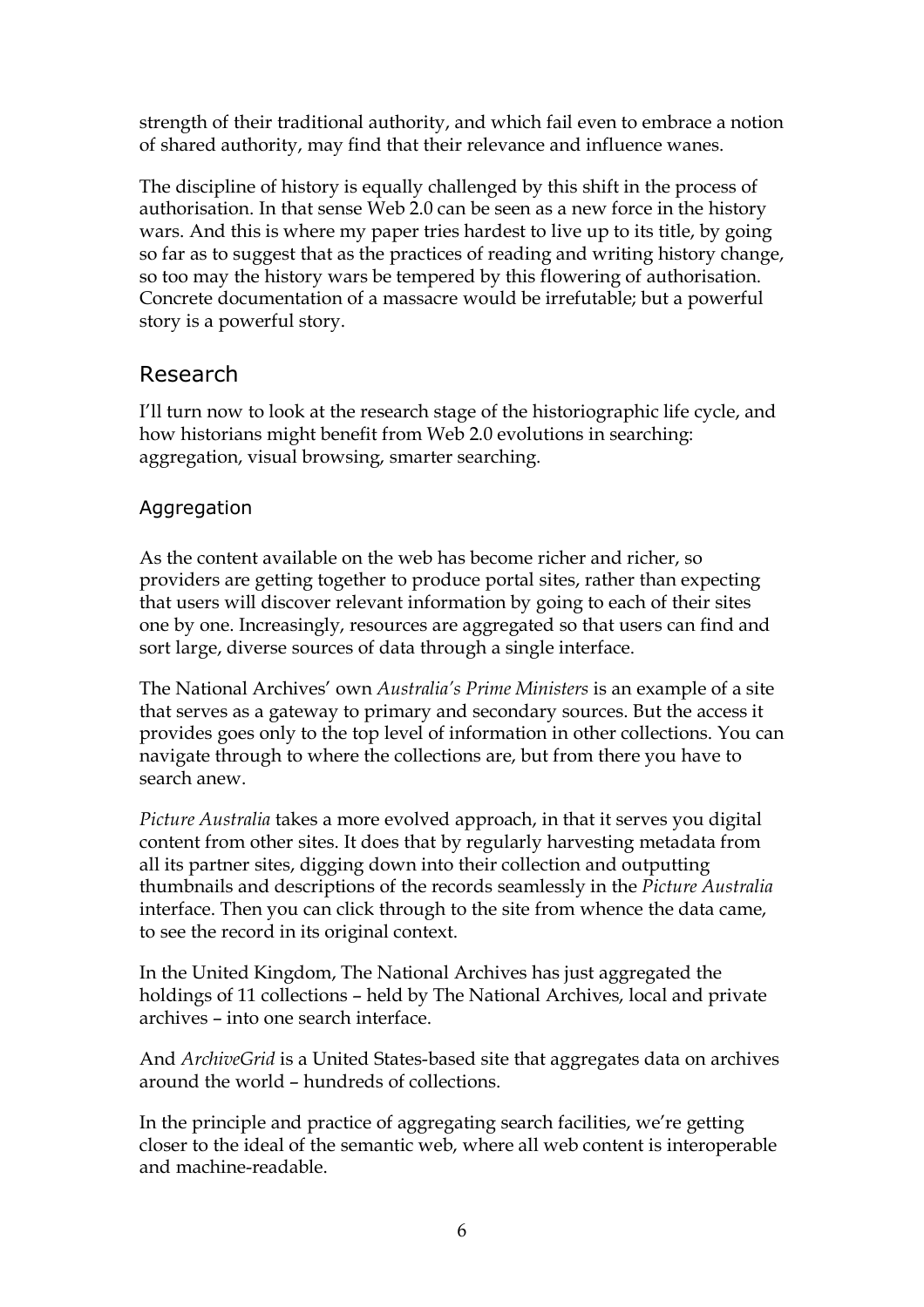strength of their traditional authority, and which fail even to embrace a notion of shared authority, may find that their relevance and influence wanes.

The discipline of history is equally challenged by this shift in the process of authorisation. In that sense Web 2.0 can be seen as a new force in the history wars. And this is where my paper tries hardest to live up to its title, by going so far as to suggest that as the practices of reading and writing history change, so too may the history wars be tempered by this flowering of authorisation. Concrete documentation of a massacre would be irrefutable; but a powerful story is a powerful story.

## Research

I'll turn now to look at the research stage of the historiographic life cycle, and how historians might benefit from Web 2.0 evolutions in searching: aggregation, visual browsing, smarter searching.

### Aggregation

As the content available on the web has become richer and richer, so providers are getting together to produce portal sites, rather than expecting that users will discover relevant information by going to each of their sites one by one. Increasingly, resources are aggregated so that users can find and sort large, diverse sources of data through a single interface.

The National Archives' own *Australia's Prime Ministers* is an example of a site that serves as a gateway to primary and secondary sources. But the access it provides goes only to the top level of information in other collections. You can navigate through to where the collections are, but from there you have to search anew.

*Picture Australia* takes a more evolved approach, in that it serves you digital content from other sites. It does that by regularly harvesting metadata from all its partner sites, digging down into their collection and outputting thumbnails and descriptions of the records seamlessly in the *Picture Australia* interface. Then you can click through to the site from whence the data came, to see the record in its original context.

In the United Kingdom, The National Archives has just aggregated the holdings of 11 collections – held by The National Archives, local and private archives – into one search interface.

And *ArchiveGrid* is a United States-based site that aggregates data on archives around the world – hundreds of collections.

In the principle and practice of aggregating search facilities, we're getting closer to the ideal of the semantic web, where all web content is interoperable and machine-readable.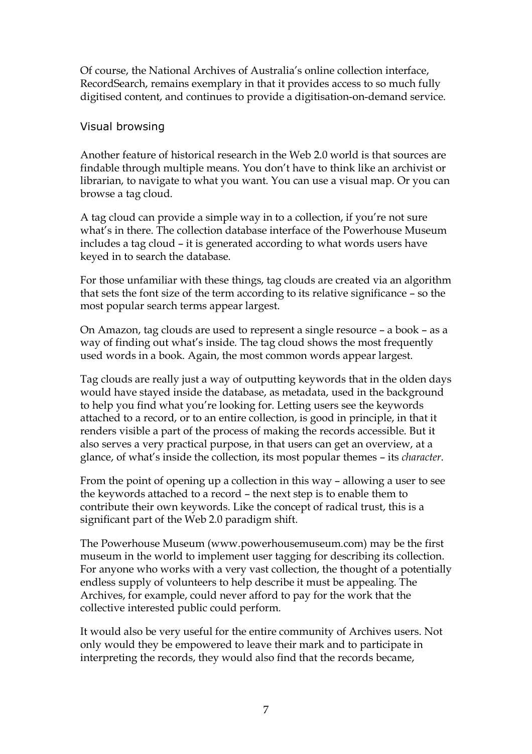Of course, the National Archives of Australia's online collection interface, RecordSearch, remains exemplary in that it provides access to so much fully digitised content, and continues to provide a digitisation-on-demand service.

## Visual browsing

Another feature of historical research in the Web 2.0 world is that sources are findable through multiple means. You don't have to think like an archivist or librarian, to navigate to what you want. You can use a visual map. Or you can browse a tag cloud.

A tag cloud can provide a simple way in to a collection, if you're not sure what's in there. The collection database interface of the Powerhouse Museum includes a tag cloud – it is generated according to what words users have keyed in to search the database.

For those unfamiliar with these things, tag clouds are created via an algorithm that sets the font size of the term according to its relative significance – so the most popular search terms appear largest.

On Amazon, tag clouds are used to represent a single resource – a book – as a way of finding out what's inside. The tag cloud shows the most frequently used words in a book. Again, the most common words appear largest.

Tag clouds are really just a way of outputting keywords that in the olden days would have stayed inside the database, as metadata, used in the background to help you find what you're looking for. Letting users see the keywords attached to a record, or to an entire collection, is good in principle, in that it renders visible a part of the process of making the records accessible. But it also serves a very practical purpose, in that users can get an overview, at a glance, of what's inside the collection, its most popular themes – its *character*.

From the point of opening up a collection in this way – allowing a user to see the keywords attached to a record – the next step is to enable them to contribute their own keywords. Like the concept of radical trust, this is a significant part of the Web 2.0 paradigm shift.

The Powerhouse Museum (www.powerhousemuseum.com) may be the first museum in the world to implement user tagging for describing its collection. For anyone who works with a very vast collection, the thought of a potentially endless supply of volunteers to help describe it must be appealing. The Archives, for example, could never afford to pay for the work that the collective interested public could perform.

It would also be very useful for the entire community of Archives users. Not only would they be empowered to leave their mark and to participate in interpreting the records, they would also find that the records became,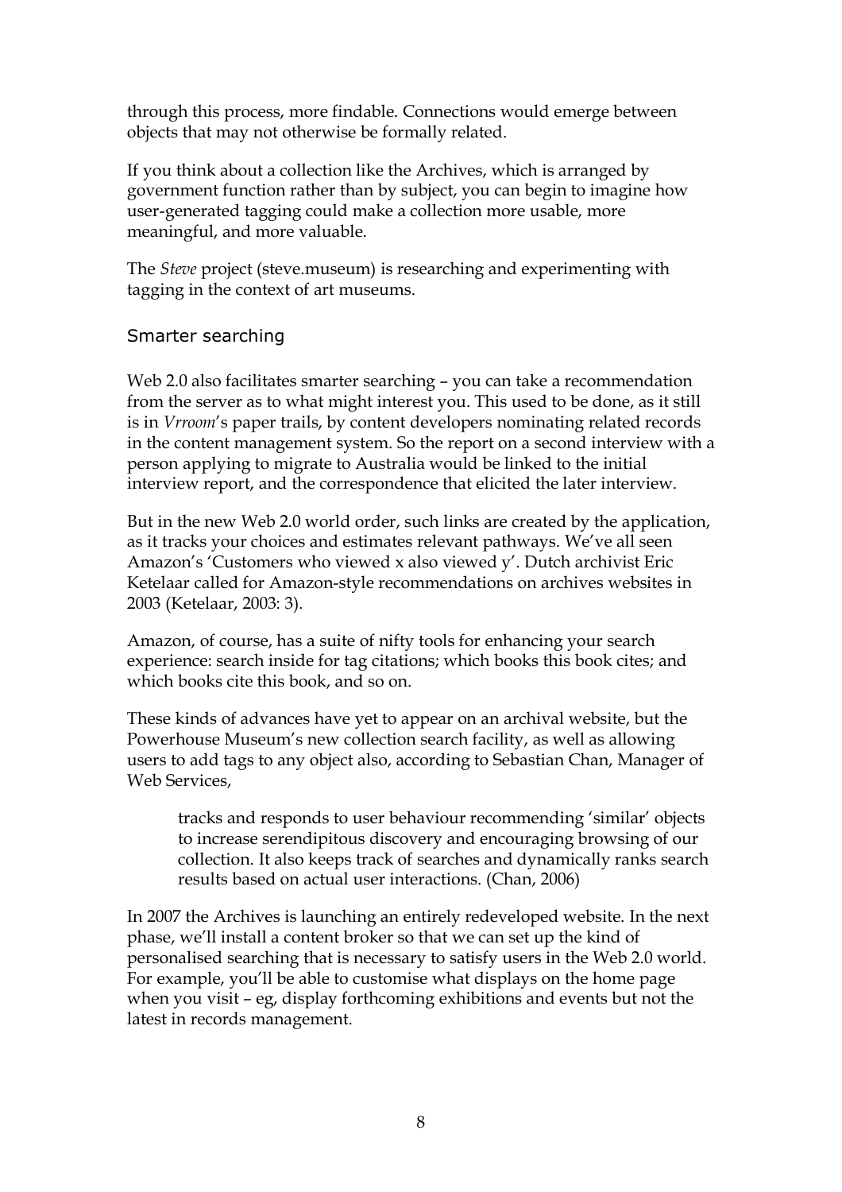through this process, more findable. Connections would emerge between objects that may not otherwise be formally related.

If you think about a collection like the Archives, which is arranged by government function rather than by subject, you can begin to imagine how user-generated tagging could make a collection more usable, more meaningful, and more valuable.

The *Steve* project (steve.museum) is researching and experimenting with tagging in the context of art museums.

## Smarter searching

Web 2.0 also facilitates smarter searching – you can take a recommendation from the server as to what might interest you. This used to be done, as it still is in *Vrroom*'s paper trails, by content developers nominating related records in the content management system. So the report on a second interview with a person applying to migrate to Australia would be linked to the initial interview report, and the correspondence that elicited the later interview.

But in the new Web 2.0 world order, such links are created by the application, as it tracks your choices and estimates relevant pathways. We've all seen Amazon's 'Customers who viewed x also viewed y'. Dutch archivist Eric Ketelaar called for Amazon-style recommendations on archives websites in 2003 (Ketelaar, 2003: 3).

Amazon, of course, has a suite of nifty tools for enhancing your search experience: search inside for tag citations; which books this book cites; and which books cite this book, and so on.

These kinds of advances have yet to appear on an archival website, but the Powerhouse Museum's new collection search facility, as well as allowing users to add tags to any object also, according to Sebastian Chan, Manager of Web Services,

> tracks and responds to user behaviour recommending 'similar' objects to increase serendipitous discovery and encouraging browsing of our collection. It also keeps track of searches and dynamically ranks search results based on actual user interactions. (Chan, 2006)

In 2007 the Archives is launching an entirely redeveloped website. In the next phase, we'll install a content broker so that we can set up the kind of personalised searching that is necessary to satisfy users in the Web 2.0 world. For example, you'll be able to customise what displays on the home page when you visit – eg, display forthcoming exhibitions and events but not the latest in records management.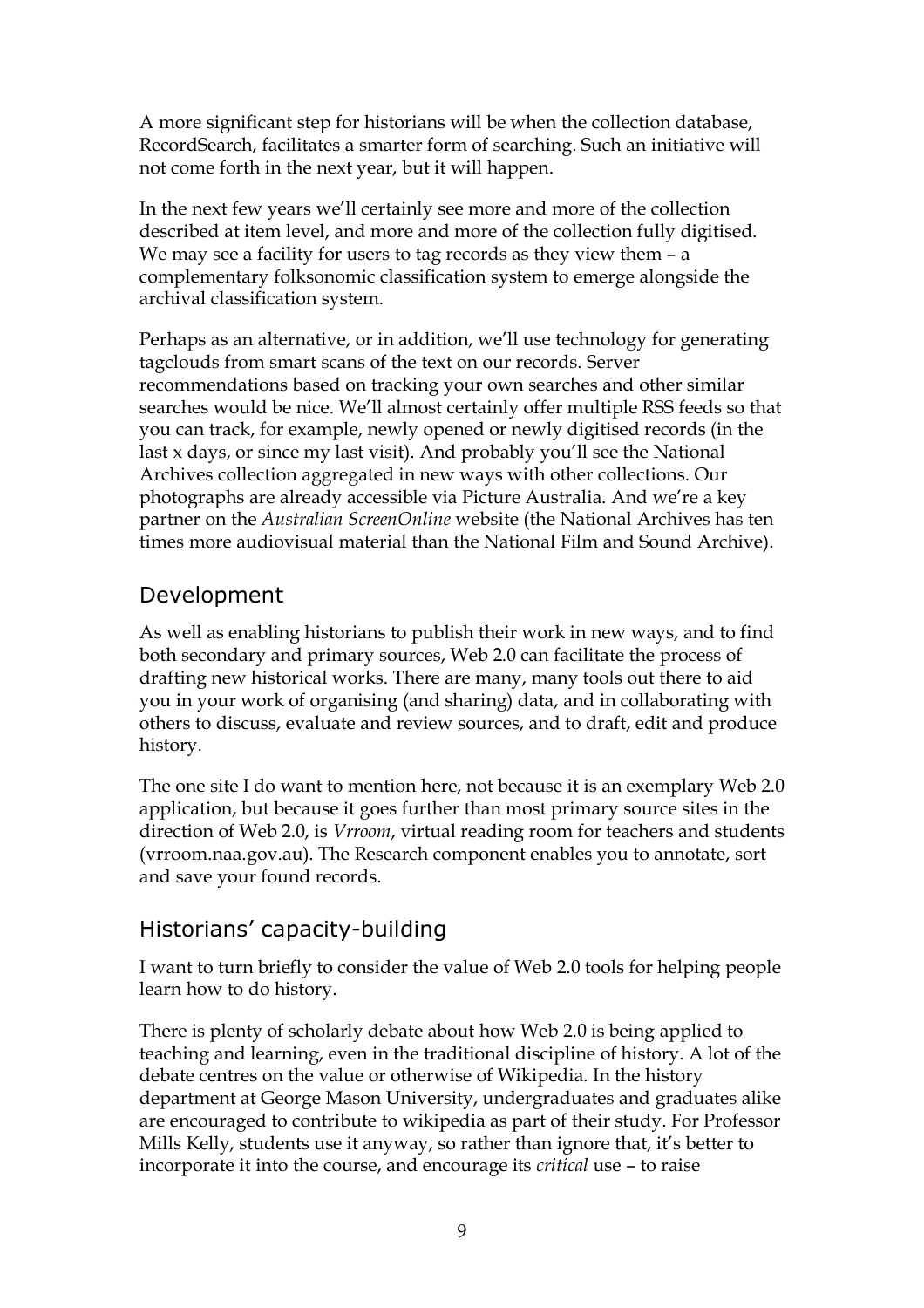A more significant step for historians will be when the collection database, RecordSearch, facilitates a smarter form of searching. Such an initiative will not come forth in the next year, but it will happen.

In the next few years we'll certainly see more and more of the collection described at item level, and more and more of the collection fully digitised. We may see a facility for users to tag records as they view them – a complementary folksonomic classification system to emerge alongside the archival classification system.

Perhaps as an alternative, or in addition, we'll use technology for generating tagclouds from smart scans of the text on our records. Server recommendations based on tracking your own searches and other similar searches would be nice. We'll almost certainly offer multiple RSS feeds so that you can track, for example, newly opened or newly digitised records (in the last x days, or since my last visit). And probably you'll see the National Archives collection aggregated in new ways with other collections. Our photographs are already accessible via Picture Australia. And we're a key partner on the *Australian ScreenOnline* website (the National Archives has ten times more audiovisual material than the National Film and Sound Archive).

## Development

As well as enabling historians to publish their work in new ways, and to find both secondary and primary sources, Web 2.0 can facilitate the process of drafting new historical works. There are many, many tools out there to aid you in your work of organising (and sharing) data, and in collaborating with others to discuss, evaluate and review sources, and to draft, edit and produce history.

The one site I do want to mention here, not because it is an exemplary Web 2.0 application, but because it goes further than most primary source sites in the direction of Web 2.0, is *Vrroom*, virtual reading room for teachers and students (vrroom.naa.gov.au). The Research component enables you to annotate, sort and save your found records.

## Historians' capacity-building

I want to turn briefly to consider the value of Web 2.0 tools for helping people learn how to do history.

There is plenty of scholarly debate about how Web 2.0 is being applied to teaching and learning, even in the traditional discipline of history. A lot of the debate centres on the value or otherwise of Wikipedia. In the history department at George Mason University, undergraduates and graduates alike are encouraged to contribute to wikipedia as part of their study. For Professor Mills Kelly, students use it anyway, so rather than ignore that, it's better to incorporate it into the course, and encourage its *critical* use – to raise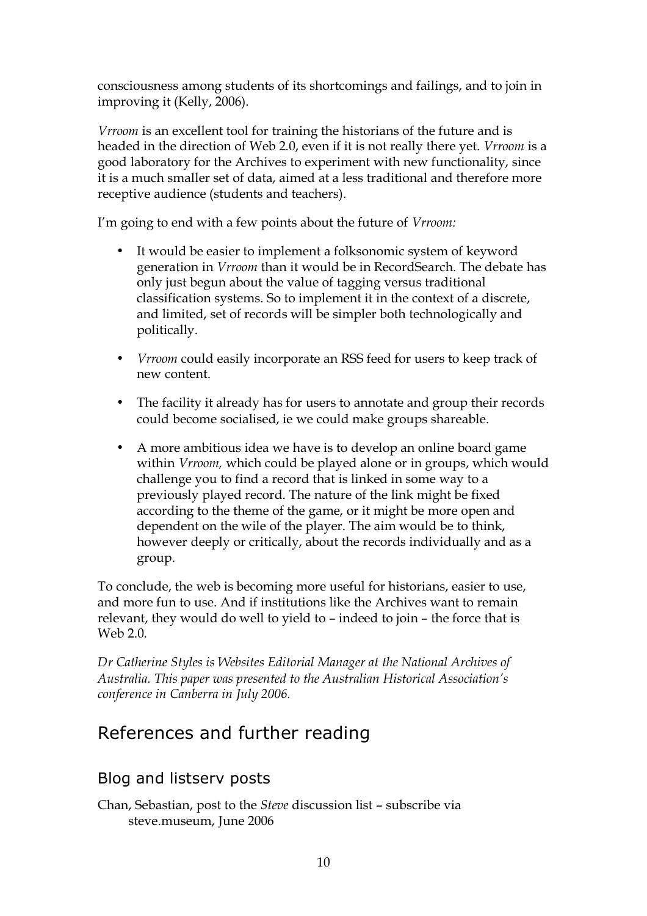consciousness among students of its shortcomings and failings, and to join in improving it (Kelly, 2006).

*Vrroom* is an excellent tool for training the historians of the future and is headed in the direction of Web 2.0, even if it is not really there yet. *Vrroom* is a good laboratory for the Archives to experiment with new functionality, since it is a much smaller set of data, aimed at a less traditional and therefore more receptive audience (students and teachers).

I'm going to end with a few points about the future of *Vrroom:*

- It would be easier to implement a folksonomic system of keyword generation in *Vrroom* than it would be in RecordSearch. The debate has only just begun about the value of tagging versus traditional classification systems. So to implement it in the context of a discrete, and limited, set of records will be simpler both technologically and politically.
- *Vrroom* could easily incorporate an RSS feed for users to keep track of new content.
- The facility it already has for users to annotate and group their records could become socialised, ie we could make groups shareable.
- A more ambitious idea we have is to develop an online board game within *Vrroom,* which could be played alone or in groups, which would challenge you to find a record that is linked in some way to a previously played record. The nature of the link might be fixed according to the theme of the game, or it might be more open and dependent on the wile of the player. The aim would be to think, however deeply or critically, about the records individually and as a group.

To conclude, the web is becoming more useful for historians, easier to use, and more fun to use. And if institutions like the Archives want to remain relevant, they would do well to yield to – indeed to join – the force that is Web 2.0.

*Dr Catherine Styles is Websites Editorial Manager at the National Archives of Australia. This paper was presented to the Australian Historical Association's conference in Canberra in July 2006.*

## References and further reading

### Blog and listserv posts

Chan, Sebastian, post to the *Steve* discussion list – subscribe via steve.museum, June 2006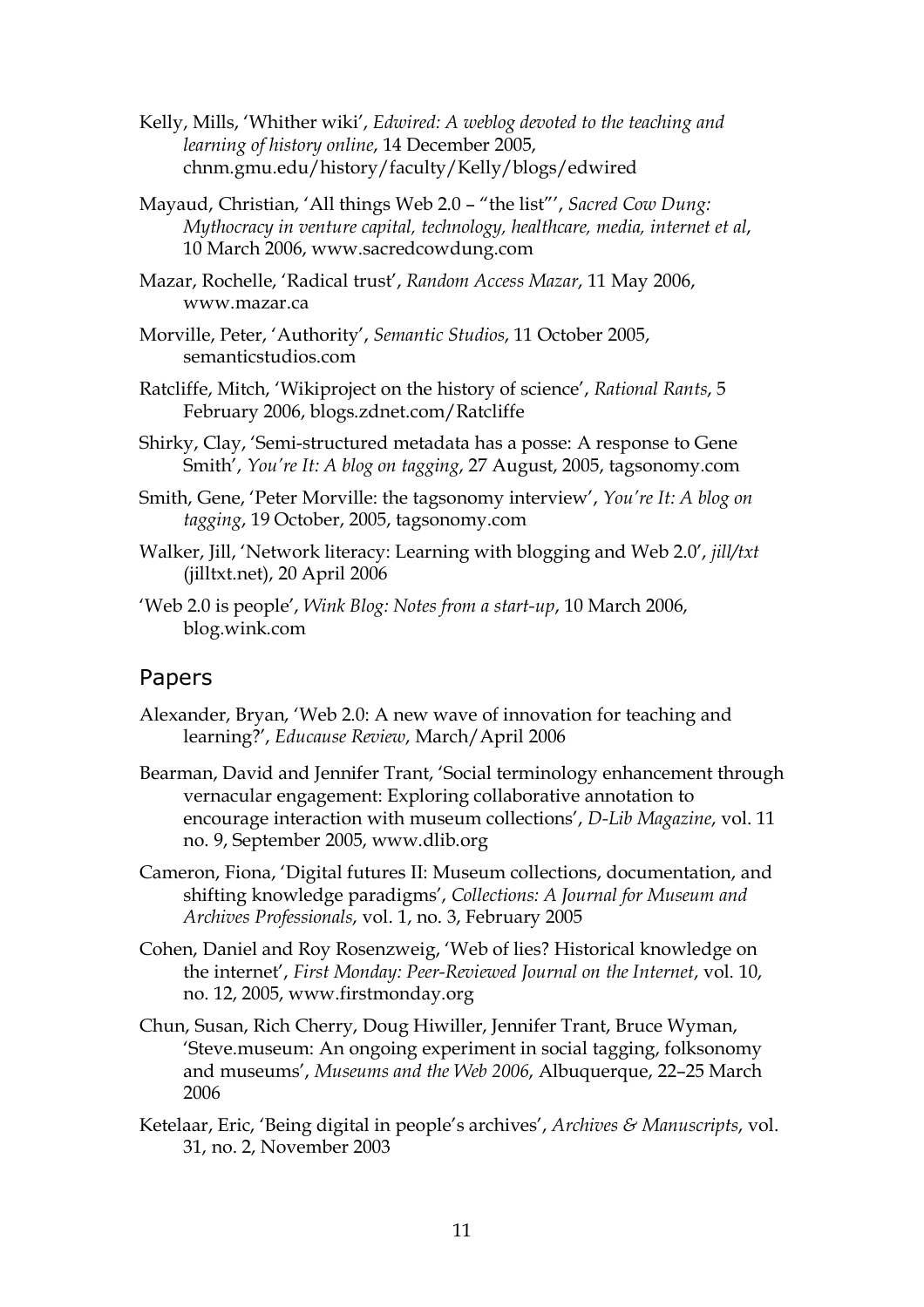Kelly, Mills, 'Whither wiki', *Edwired: A weblog devoted to the teaching and learning of history online*, 14 December 2005, chnm.gmu.edu/history/faculty/Kelly/blogs/edwired

Mayaud, Christian, 'All things Web 2.0 – "the list"', *Sacred Cow Dung: Mythocracy in venture capital, technology, healthcare, media, internet et al*, 10 March 2006, www.sacredcowdung.com

Mazar, Rochelle, 'Radical trust', *Random Access Mazar*, 11 May 2006, www.mazar.ca

Morville, Peter, 'Authority', *Semantic Studios*, 11 October 2005, semanticstudios.com

Ratcliffe, Mitch, 'Wikiproject on the history of science', *Rational Rants*, 5 February 2006, blogs.zdnet.com/Ratcliffe

Shirky, Clay, 'Semi-structured metadata has a posse: A response to Gene Smith', *You're It: A blog on tagging*, 27 August, 2005, tagsonomy.com

Smith, Gene, 'Peter Morville: the tagsonomy interview', *You're It: A blog on tagging*, 19 October, 2005, tagsonomy.com

Walker, Jill, 'Network literacy: Learning with blogging and Web 2.0', *jill/txt* (jilltxt.net), 20 April 2006

'Web 2.0 is people', *Wink Blog: Notes from a start-up*, 10 March 2006, blog.wink.com

## Papers

Alexander, Bryan, 'Web 2.0: A new wave of innovation for teaching and learning?', *Educause Review*, March/April 2006

Bearman, David and Jennifer Trant, 'Social terminology enhancement through vernacular engagement: Exploring collaborative annotation to encourage interaction with museum collections', *D-Lib Magazine*, vol. 11 no. 9, September 2005, www.dlib.org

Cameron, Fiona, 'Digital futures II: Museum collections, documentation, and shifting knowledge paradigms', *Collections: A Journal for Museum and Archives Professionals*, vol. 1, no. 3, February 2005

Cohen, Daniel and Roy Rosenzweig, 'Web of lies? Historical knowledge on the internet', *First Monday: Peer-Reviewed Journal on the Internet*, vol. 10, no. 12, 2005, www.firstmonday.org

Chun, Susan, Rich Cherry, Doug Hiwiller, Jennifer Trant, Bruce Wyman, 'Steve.museum: An ongoing experiment in social tagging, folksonomy and museums', *Museums and the Web 2006*, Albuquerque, 22–25 March 2006

Ketelaar, Eric, 'Being digital in people's archives', *Archives & Manuscripts*, vol. 31, no. 2, November 2003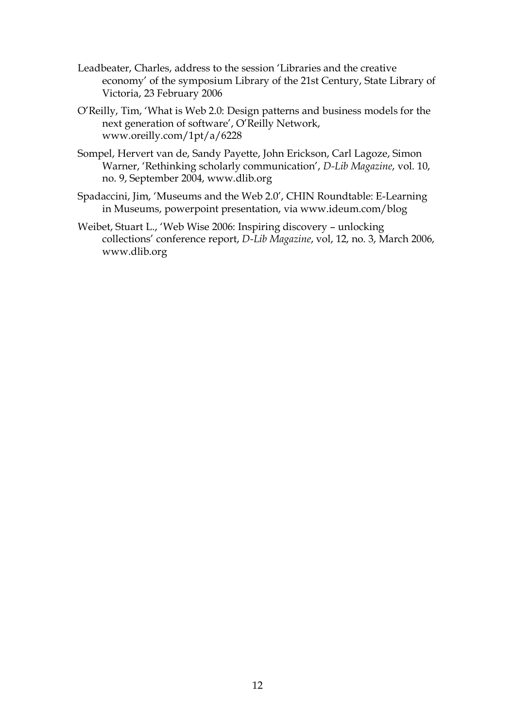Leadbeater, Charles, address to the session 'Libraries and the creative economy' of the symposium Library of the 21st Century, State Library of Victoria, 23 February 2006

O'Reilly, Tim, 'What is Web 2.0: Design patterns and business models for the next generation of software', O'Reilly Network, www.oreilly.com/1pt/a/6228

Sompel, Hervert van de, Sandy Payette, John Erickson, Carl Lagoze, Simon Warner, 'Rethinking scholarly communication', *D-Lib Magazine*, vol. 10, no. 9, September 2004, www.dlib.org

Spadaccini, Jim, 'Museums and the Web 2.0', CHIN Roundtable: E-Learning in Museums, powerpoint presentation, via www.ideum.com/blog

Weibet, Stuart L., 'Web Wise 2006: Inspiring discovery – unlocking collections' conference report, *D-Lib Magazine*, vol, 12, no. 3, March 2006, www.dlib.org